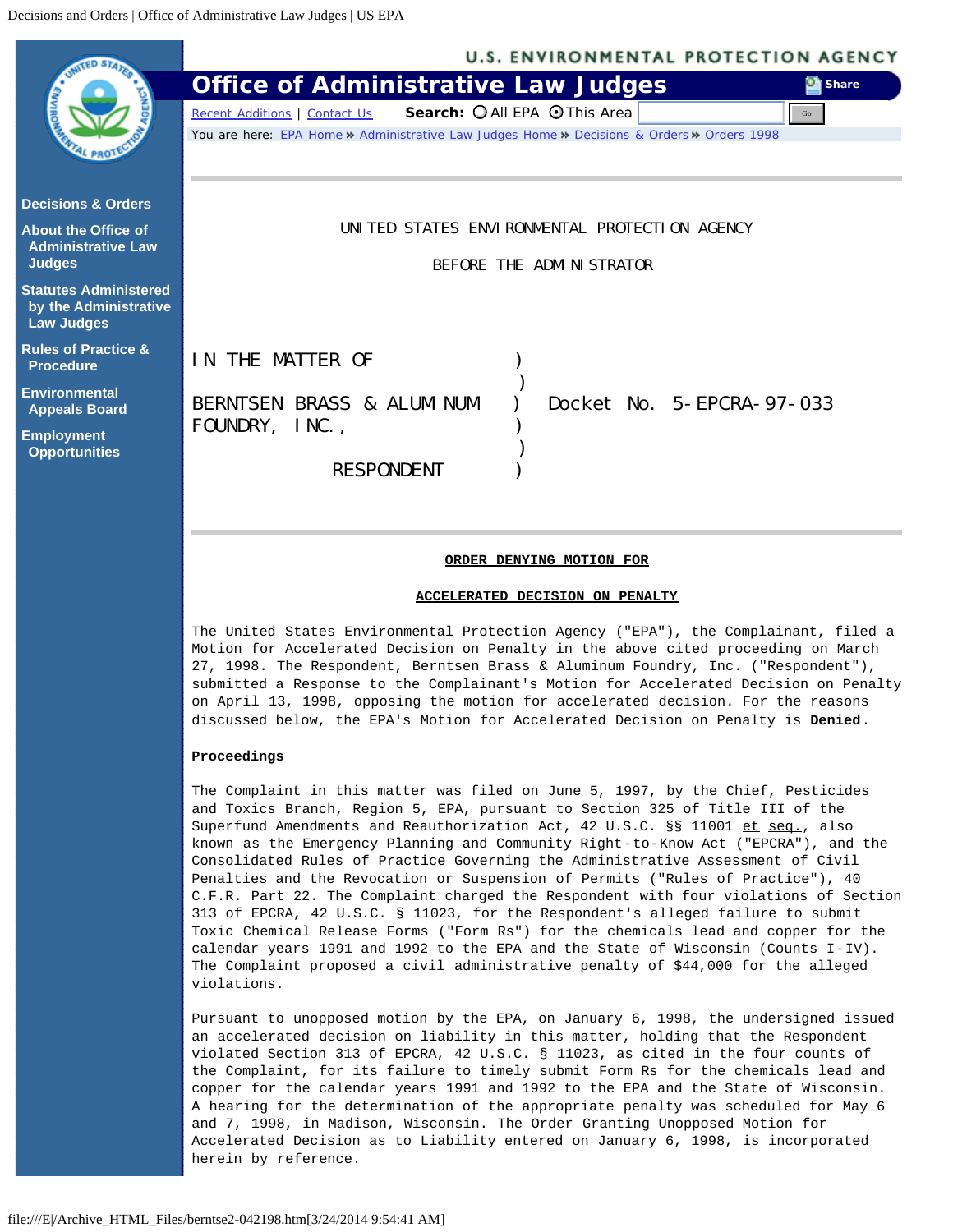UNITED STATES ENVIRONMENTAL PROTECTION AGENCY

BEFORE THE ADMINISTRATOR

IN THE MATTER OF )
 )
BERNTSEN BRASS & ALUMINUM ) Docket No. 5-EPCRA-97-033
FOUNDRY, INC., )
 )
RESPONDENT )

**ORDER DENYING MOTION FOR**

**ACCELERATED DECISION ON PENALTY**

The United States Environmental Protection Agency ("EPA"), the Complainant, filed a Motion for Accelerated Decision on Penalty in the above cited proceeding on March 27, 1998. The Respondent, Berntsen Brass & Aluminum Foundry, Inc. ("Respondent"), submitted a Response to the Complainant's Motion for Accelerated Decision on Penalty on April 13, 1998, opposing the motion for accelerated decision. For the reasons discussed below, the EPA's Motion for Accelerated Decision on Penalty is **Denied**.

**Proceedings**

The Complaint in this matter was filed on June 5, 1997, by the Chief, Pesticides and Toxics Branch, Region 5, EPA, pursuant to Section 325 of Title III of the Superfund Amendments and Reauthorization Act, 42 U.S.C. §§ 11001 et seq., also known as the Emergency Planning and Community Right-to-Know Act ("EPCRA"), and the Consolidated Rules of Practice Governing the Administrative Assessment of Civil Penalties and the Revocation or Suspension of Permits ("Rules of Practice"), 40 C.F.R. Part 22. The Complaint charged the Respondent with four violations of Section 313 of EPCRA, 42 U.S.C. § 11023, for the Respondent's alleged failure to submit Toxic Chemical Release Forms ("Form Rs") for the chemicals lead and copper for the calendar years 1991 and 1992 to the EPA and the State of Wisconsin (Counts I-IV). The Complaint proposed a civil administrative penalty of $44,000 for the alleged violations.

Pursuant to unopposed motion by the EPA, on January 6, 1998, the undersigned issued an accelerated decision on liability in this matter, holding that the Respondent violated Section 313 of EPCRA, 42 U.S.C. § 11023, as cited in the four counts of the Complaint, for its failure to timely submit Form Rs for the chemicals lead and copper for the calendar years 1991 and 1992 to the EPA and the State of Wisconsin. A hearing for the determination of the appropriate penalty was scheduled for May 6 and 7, 1998, in Madison, Wisconsin. The Order Granting Unopposed Motion for Accelerated Decision as to Liability entered on January 6, 1998, is incorporated herein by reference.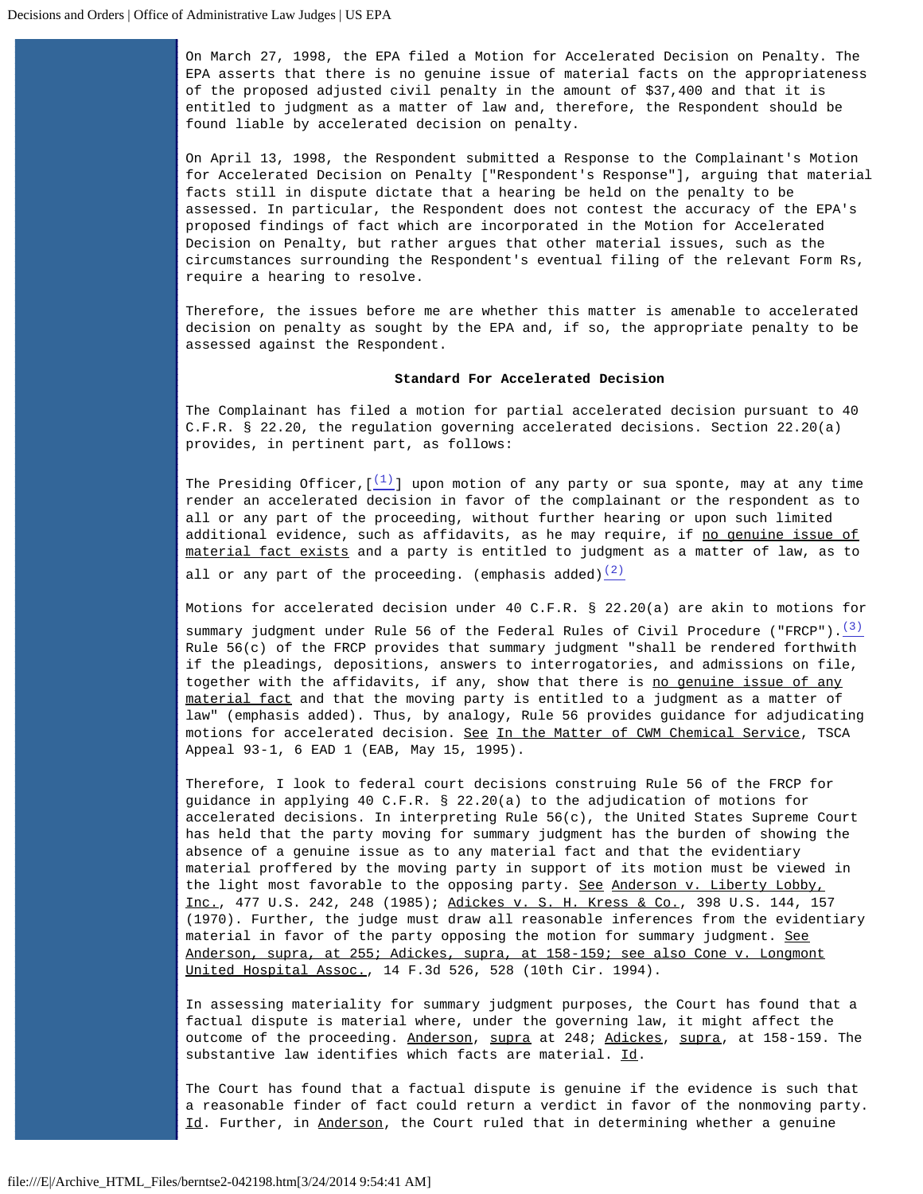On March 27, 1998, the EPA filed a Motion for Accelerated Decision on Penalty. The EPA asserts that there is no genuine issue of material facts on the appropriateness of the proposed adjusted civil penalty in the amount of $37,400 and that it is entitled to judgment as a matter of law and, therefore, the Respondent should be found liable by accelerated decision on penalty.

On April 13, 1998, the Respondent submitted a Response to the Complainant's Motion for Accelerated Decision on Penalty ["Respondent's Response"], arguing that material facts still in dispute dictate that a hearing be held on the penalty to be assessed. In particular, the Respondent does not contest the accuracy of the EPA's proposed findings of fact which are incorporated in the Motion for Accelerated Decision on Penalty, but rather argues that other material issues, such as the circumstances surrounding the Respondent's eventual filing of the relevant Form Rs, require a hearing to resolve.

Therefore, the issues before me are whether this matter is amenable to accelerated decision on penalty as sought by the EPA and, if so, the appropriate penalty to be assessed against the Respondent.

**Standard For Accelerated Decision**

The Complainant has filed a motion for partial accelerated decision pursuant to 40 C.F.R. § 22.20, the regulation governing accelerated decisions. Section 22.20(a) provides, in pertinent part, as follows:

The Presiding Officer,[(1)] upon motion of any party or sua sponte, may at any time render an accelerated decision in favor of the complainant or the respondent as to all or any part of the proceeding, without further hearing or upon such limited additional evidence, such as affidavits, as he may require, if no genuine issue of material fact exists and a party is entitled to judgment as a matter of law, as to all or any part of the proceeding. (emphasis added)[(2)]

Motions for accelerated decision under 40 C.F.R. § 22.20(a) are akin to motions for summary judgment under Rule 56 of the Federal Rules of Civil Procedure ("FRCP").[(3)] Rule 56(c) of the FRCP provides that summary judgment "shall be rendered forthwith if the pleadings, depositions, answers to interrogatories, and admissions on file, together with the affidavits, if any, show that there is no genuine issue of any material fact and that the moving party is entitled to a judgment as a matter of law" (emphasis added). Thus, by analogy, Rule 56 provides guidance for adjudicating motions for accelerated decision. See In the Matter of CWM Chemical Service, TSCA Appeal 93-1, 6 EAD 1 (EAB, May 15, 1995).

Therefore, I look to federal court decisions construing Rule 56 of the FRCP for guidance in applying 40 C.F.R. § 22.20(a) to the adjudication of motions for accelerated decisions. In interpreting Rule 56(c), the United States Supreme Court has held that the party moving for summary judgment has the burden of showing the absence of a genuine issue as to any material fact and that the evidentiary material proffered by the moving party in support of its motion must be viewed in the light most favorable to the opposing party. See Anderson v. Liberty Lobby, Inc., 477 U.S. 242, 248 (1985); Adickes v. S. H. Kress & Co., 398 U.S. 144, 157 (1970). Further, the judge must draw all reasonable inferences from the evidentiary material in favor of the party opposing the motion for summary judgment. See Anderson, supra, at 255; Adickes, supra, at 158-159; see also Cone v. Longmont United Hospital Assoc., 14 F.3d 526, 528 (10th Cir. 1994).

In assessing materiality for summary judgment purposes, the Court has found that a factual dispute is material where, under the governing law, it might affect the outcome of the proceeding. Anderson, supra at 248; Adickes, supra, at 158-159. The substantive law identifies which facts are material. Id.

The Court has found that a factual dispute is genuine if the evidence is such that a reasonable finder of fact could return a verdict in favor of the nonmoving party. Id. Further, in Anderson, the Court ruled that in determining whether a genuine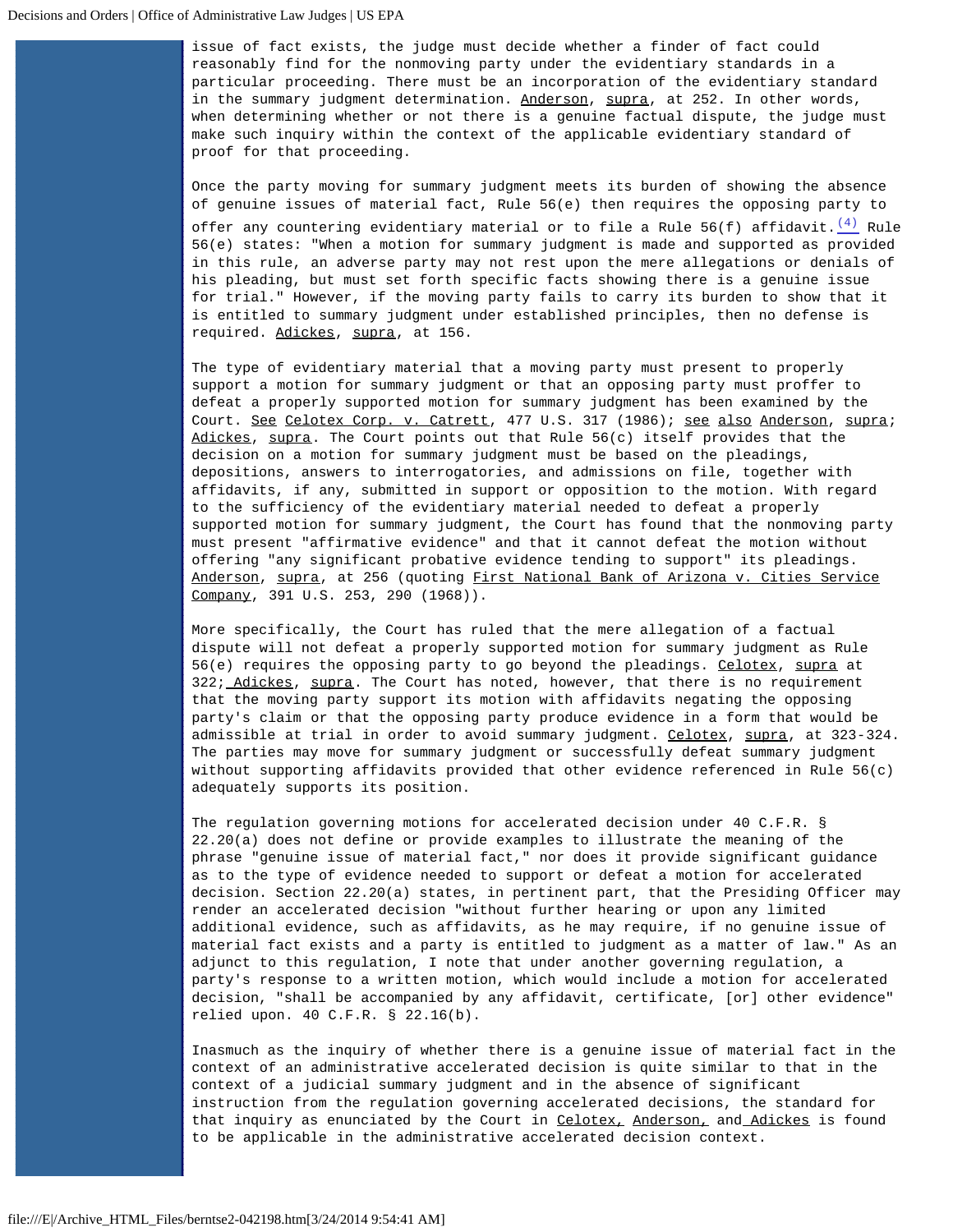issue of fact exists, the judge must decide whether a finder of fact could reasonably find for the nonmoving party under the evidentiary standards in a particular proceeding. There must be an incorporation of the evidentiary standard in the summary judgment determination. Anderson, supra, at 252. In other words, when determining whether or not there is a genuine factual dispute, the judge must make such inquiry within the context of the applicable evidentiary standard of proof for that proceeding.

Once the party moving for summary judgment meets its burden of showing the absence of genuine issues of material fact, Rule 56(e) then requires the opposing party to offer any countering evidentiary material or to file a Rule 56(f) affidavit.[(4)] Rule 56(e) states: "When a motion for summary judgment is made and supported as provided in this rule, an adverse party may not rest upon the mere allegations or denials of his pleading, but must set forth specific facts showing there is a genuine issue for trial." However, if the moving party fails to carry its burden to show that it is entitled to summary judgment under established principles, then no defense is required. Adickes, supra, at 156.

The type of evidentiary material that a moving party must present to properly support a motion for summary judgment or that an opposing party must proffer to defeat a properly supported motion for summary judgment has been examined by the Court. See Celotex Corp. v. Catrett, 477 U.S. 317 (1986); see also Anderson, supra; Adickes, supra. The Court points out that Rule 56(c) itself provides that the decision on a motion for summary judgment must be based on the pleadings, depositions, answers to interrogatories, and admissions on file, together with affidavits, if any, submitted in support or opposition to the motion. With regard to the sufficiency of the evidentiary material needed to defeat a properly supported motion for summary judgment, the Court has found that the nonmoving party must present "affirmative evidence" and that it cannot defeat the motion without offering "any significant probative evidence tending to support" its pleadings. Anderson, supra, at 256 (quoting First National Bank of Arizona v. Cities Service Company, 391 U.S. 253, 290 (1968)).

More specifically, the Court has ruled that the mere allegation of a factual dispute will not defeat a properly supported motion for summary judgment as Rule 56(e) requires the opposing party to go beyond the pleadings. Celotex, supra at 322; Adickes, supra. The Court has noted, however, that there is no requirement that the moving party support its motion with affidavits negating the opposing party's claim or that the opposing party produce evidence in a form that would be admissible at trial in order to avoid summary judgment. Celotex, supra, at 323-324. The parties may move for summary judgment or successfully defeat summary judgment without supporting affidavits provided that other evidence referenced in Rule 56(c) adequately supports its position.

The regulation governing motions for accelerated decision under 40 C.F.R. § 22.20(a) does not define or provide examples to illustrate the meaning of the phrase "genuine issue of material fact," nor does it provide significant guidance as to the type of evidence needed to support or defeat a motion for accelerated decision. Section 22.20(a) states, in pertinent part, that the Presiding Officer may render an accelerated decision "without further hearing or upon any limited additional evidence, such as affidavits, as he may require, if no genuine issue of material fact exists and a party is entitled to judgment as a matter of law." As an adjunct to this regulation, I note that under another governing regulation, a party's response to a written motion, which would include a motion for accelerated decision, "shall be accompanied by any affidavit, certificate, [or] other evidence" relied upon. 40 C.F.R. § 22.16(b).

Inasmuch as the inquiry of whether there is a genuine issue of material fact in the context of an administrative accelerated decision is quite similar to that in the context of a judicial summary judgment and in the absence of significant instruction from the regulation governing accelerated decisions, the standard for that inquiry as enunciated by the Court in Celotex, Anderson, and Adickes is found to be applicable in the administrative accelerated decision context.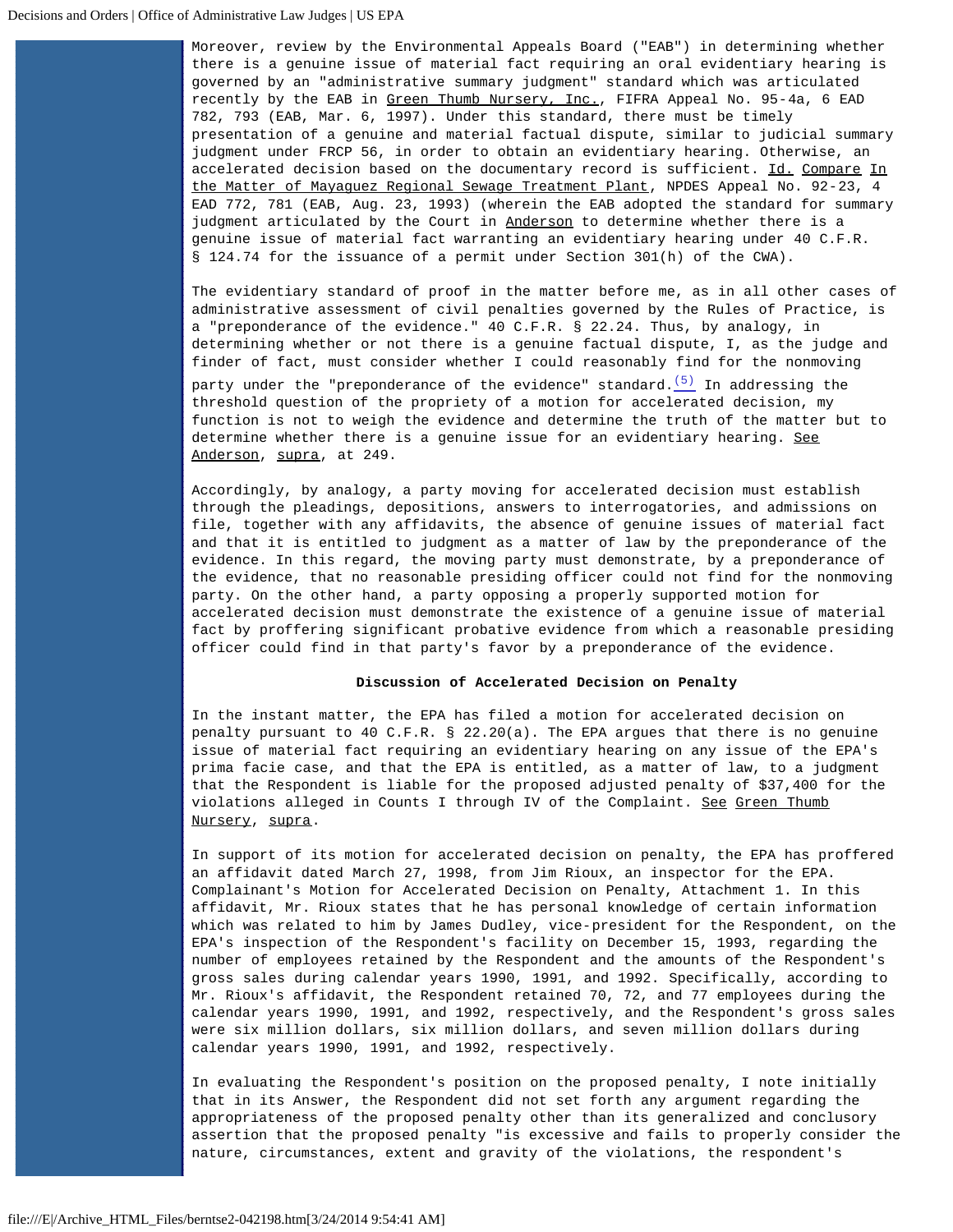Moreover, review by the Environmental Appeals Board ("EAB") in determining whether there is a genuine issue of material fact requiring an oral evidentiary hearing is governed by an "administrative summary judgment" standard which was articulated recently by the EAB in Green Thumb Nursery, Inc., FIFRA Appeal No. 95-4a, 6 EAD 782, 793 (EAB, Mar. 6, 1997). Under this standard, there must be timely presentation of a genuine and material factual dispute, similar to judicial summary judgment under FRCP 56, in order to obtain an evidentiary hearing. Otherwise, an accelerated decision based on the documentary record is sufficient. Id. Compare In the Matter of Mayaguez Regional Sewage Treatment Plant, NPDES Appeal No. 92-23, 4 EAD 772, 781 (EAB, Aug. 23, 1993) (wherein the EAB adopted the standard for summary judgment articulated by the Court in Anderson to determine whether there is a genuine issue of material fact warranting an evidentiary hearing under 40 C.F.R. § 124.74 for the issuance of a permit under Section 301(h) of the CWA).

The evidentiary standard of proof in the matter before me, as in all other cases of administrative assessment of civil penalties governed by the Rules of Practice, is a "preponderance of the evidence." 40 C.F.R. § 22.24. Thus, by analogy, in determining whether or not there is a genuine factual dispute, I, as the judge and finder of fact, must consider whether I could reasonably find for the nonmoving party under the "preponderance of the evidence" standard.(5) In addressing the threshold question of the propriety of a motion for accelerated decision, my function is not to weigh the evidence and determine the truth of the matter but to determine whether there is a genuine issue for an evidentiary hearing. See Anderson, supra, at 249.

Accordingly, by analogy, a party moving for accelerated decision must establish through the pleadings, depositions, answers to interrogatories, and admissions on file, together with any affidavits, the absence of genuine issues of material fact and that it is entitled to judgment as a matter of law by the preponderance of the evidence. In this regard, the moving party must demonstrate, by a preponderance of the evidence, that no reasonable presiding officer could not find for the nonmoving party. On the other hand, a party opposing a properly supported motion for accelerated decision must demonstrate the existence of a genuine issue of material fact by proffering significant probative evidence from which a reasonable presiding officer could find in that party's favor by a preponderance of the evidence.

**Discussion of Accelerated Decision on Penalty**

In the instant matter, the EPA has filed a motion for accelerated decision on penalty pursuant to 40 C.F.R. § 22.20(a). The EPA argues that there is no genuine issue of material fact requiring an evidentiary hearing on any issue of the EPA's prima facie case, and that the EPA is entitled, as a matter of law, to a judgment that the Respondent is liable for the proposed adjusted penalty of $37,400 for the violations alleged in Counts I through IV of the Complaint. See Green Thumb Nursery, supra.

In support of its motion for accelerated decision on penalty, the EPA has proffered an affidavit dated March 27, 1998, from Jim Rioux, an inspector for the EPA. Complainant's Motion for Accelerated Decision on Penalty, Attachment 1. In this affidavit, Mr. Rioux states that he has personal knowledge of certain information which was related to him by James Dudley, vice-president for the Respondent, on the EPA's inspection of the Respondent's facility on December 15, 1993, regarding the number of employees retained by the Respondent and the amounts of the Respondent's gross sales during calendar years 1990, 1991, and 1992. Specifically, according to Mr. Rioux's affidavit, the Respondent retained 70, 72, and 77 employees during the calendar years 1990, 1991, and 1992, respectively, and the Respondent's gross sales were six million dollars, six million dollars, and seven million dollars during calendar years 1990, 1991, and 1992, respectively.

In evaluating the Respondent's position on the proposed penalty, I note initially that in its Answer, the Respondent did not set forth any argument regarding the appropriateness of the proposed penalty other than its generalized and conclusory assertion that the proposed penalty "is excessive and fails to properly consider the nature, circumstances, extent and gravity of the violations, the respondent's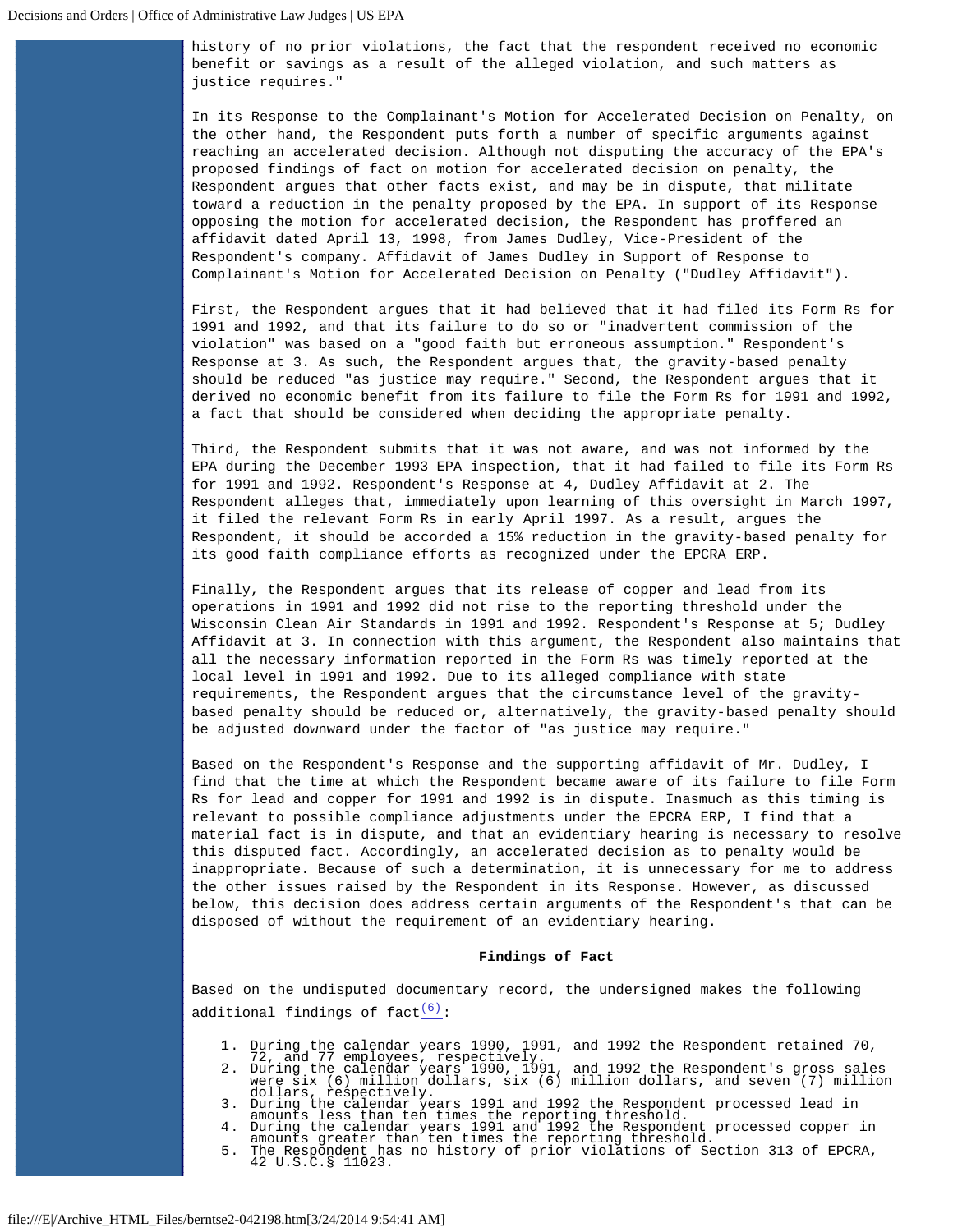history of no prior violations, the fact that the respondent received no economic benefit or savings as a result of the alleged violation, and such matters as justice requires."

In its Response to the Complainant's Motion for Accelerated Decision on Penalty, on the other hand, the Respondent puts forth a number of specific arguments against reaching an accelerated decision. Although not disputing the accuracy of the EPA's proposed findings of fact on motion for accelerated decision on penalty, the Respondent argues that other facts exist, and may be in dispute, that militate toward a reduction in the penalty proposed by the EPA. In support of its Response opposing the motion for accelerated decision, the Respondent has proffered an affidavit dated April 13, 1998, from James Dudley, Vice-President of the Respondent's company. Affidavit of James Dudley in Support of Response to Complainant's Motion for Accelerated Decision on Penalty ("Dudley Affidavit").

First, the Respondent argues that it had believed that it had filed its Form Rs for 1991 and 1992, and that its failure to do so or "inadvertent commission of the violation" was based on a "good faith but erroneous assumption." Respondent's Response at 3. As such, the Respondent argues that, the gravity-based penalty should be reduced "as justice may require." Second, the Respondent argues that it derived no economic benefit from its failure to file the Form Rs for 1991 and 1992, a fact that should be considered when deciding the appropriate penalty.

Third, the Respondent submits that it was not aware, and was not informed by the EPA during the December 1993 EPA inspection, that it had failed to file its Form Rs for 1991 and 1992. Respondent's Response at 4, Dudley Affidavit at 2. The Respondent alleges that, immediately upon learning of this oversight in March 1997, it filed the relevant Form Rs in early April 1997. As a result, argues the Respondent, it should be accorded a 15% reduction in the gravity-based penalty for its good faith compliance efforts as recognized under the EPCRA ERP.

Finally, the Respondent argues that its release of copper and lead from its operations in 1991 and 1992 did not rise to the reporting threshold under the Wisconsin Clean Air Standards in 1991 and 1992. Respondent's Response at 5; Dudley Affidavit at 3. In connection with this argument, the Respondent also maintains that all the necessary information reported in the Form Rs was timely reported at the local level in 1991 and 1992. Due to its alleged compliance with state requirements, the Respondent argues that the circumstance level of the gravity-based penalty should be reduced or, alternatively, the gravity-based penalty should be adjusted downward under the factor of "as justice may require."

Based on the Respondent's Response and the supporting affidavit of Mr. Dudley, I find that the time at which the Respondent became aware of its failure to file Form Rs for lead and copper for 1991 and 1992 is in dispute. Inasmuch as this timing is relevant to possible compliance adjustments under the EPCRA ERP, I find that a material fact is in dispute, and that an evidentiary hearing is necessary to resolve this disputed fact. Accordingly, an accelerated decision as to penalty would be inappropriate. Because of such a determination, it is unnecessary for me to address the other issues raised by the Respondent in its Response. However, as discussed below, this decision does address certain arguments of the Respondent's that can be disposed of without the requirement of an evidentiary hearing.

### Findings of Fact

Based on the undisputed documentary record, the undersigned makes the following additional findings of fact[(6)]:

1. During the calendar years 1990, 1991, and 1992 the Respondent retained 70, 72, and 77 employees, respectively.
2. During the calendar years 1990, 1991, and 1992 the Respondent's gross sales were six (6) million dollars, six (6) million dollars, and seven (7) million dollars, respectively.
3. During the calendar years 1991 and 1992 the Respondent processed lead in amounts less than ten times the reporting threshold.
4. During the calendar years 1991 and 1992 the Respondent processed copper in amounts greater than ten times the reporting threshold.
5. The Respondent has no history of prior violations of Section 313 of EPCRA, 42 U.S.C.§ 11023.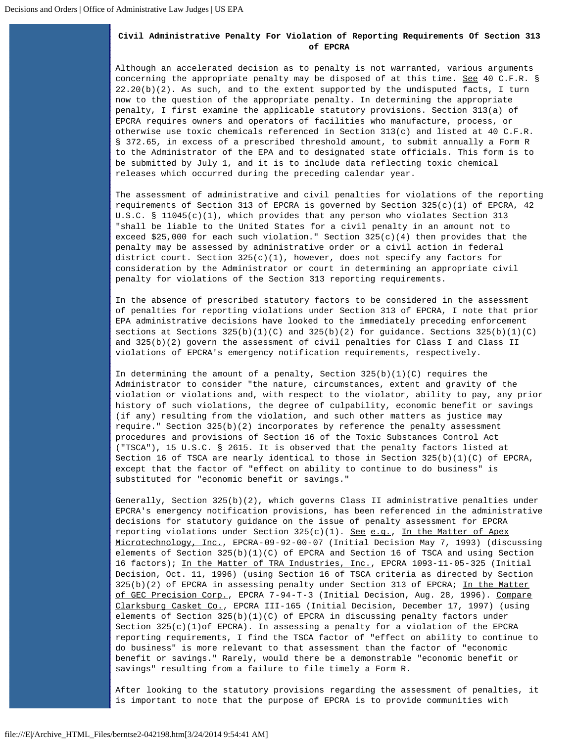**Civil Administrative Penalty For Violation of Reporting Requirements Of Section 313 of EPCRA**

Although an accelerated decision as to penalty is not warranted, various arguments concerning the appropriate penalty may be disposed of at this time. See 40 C.F.R. § 22.20(b)(2). As such, and to the extent supported by the undisputed facts, I turn now to the question of the appropriate penalty. In determining the appropriate penalty, I first examine the applicable statutory provisions. Section 313(a) of EPCRA requires owners and operators of facilities who manufacture, process, or otherwise use toxic chemicals referenced in Section 313(c) and listed at 40 C.F.R. § 372.65, in excess of a prescribed threshold amount, to submit annually a Form R to the Administrator of the EPA and to designated state officials. This form is to be submitted by July 1, and it is to include data reflecting toxic chemical releases which occurred during the preceding calendar year.

The assessment of administrative and civil penalties for violations of the reporting requirements of Section 313 of EPCRA is governed by Section 325(c)(1) of EPCRA, 42 U.S.C. § 11045(c)(1), which provides that any person who violates Section 313 "shall be liable to the United States for a civil penalty in an amount not to exceed $25,000 for each such violation." Section 325(c)(4) then provides that the penalty may be assessed by administrative order or a civil action in federal district court. Section 325(c)(1), however, does not specify any factors for consideration by the Administrator or court in determining an appropriate civil penalty for violations of the Section 313 reporting requirements.

In the absence of prescribed statutory factors to be considered in the assessment of penalties for reporting violations under Section 313 of EPCRA, I note that prior EPA administrative decisions have looked to the immediately preceding enforcement sections at Sections 325(b)(1)(C) and 325(b)(2) for guidance. Sections 325(b)(1)(C) and 325(b)(2) govern the assessment of civil penalties for Class I and Class II violations of EPCRA's emergency notification requirements, respectively.

In determining the amount of a penalty, Section 325(b)(1)(C) requires the Administrator to consider "the nature, circumstances, extent and gravity of the violation or violations and, with respect to the violator, ability to pay, any prior history of such violations, the degree of culpability, economic benefit or savings (if any) resulting from the violation, and such other matters as justice may require." Section 325(b)(2) incorporates by reference the penalty assessment procedures and provisions of Section 16 of the Toxic Substances Control Act ("TSCA"), 15 U.S.C. § 2615. It is observed that the penalty factors listed at Section 16 of TSCA are nearly identical to those in Section 325(b)(1)(C) of EPCRA, except that the factor of "effect on ability to continue to do business" is substituted for "economic benefit or savings."

Generally, Section 325(b)(2), which governs Class II administrative penalties under EPCRA's emergency notification provisions, has been referenced in the administrative decisions for statutory guidance on the issue of penalty assessment for EPCRA reporting violations under Section 325(c)(1). See e.g., In the Matter of Apex Microtechnology, Inc., EPCRA-09-92-00-07 (Initial Decision May 7, 1993) (discussing elements of Section 325(b)(1)(C) of EPCRA and Section 16 of TSCA and using Section 16 factors); In the Matter of TRA Industries, Inc., EPCRA 1093-11-05-325 (Initial Decision, Oct. 11, 1996) (using Section 16 of TSCA criteria as directed by Section 325(b)(2) of EPCRA in assessing penalty under Section 313 of EPCRA; In the Matter of GEC Precision Corp., EPCRA 7-94-T-3 (Initial Decision, Aug. 28, 1996). Compare Clarksburg Casket Co., EPCRA III-165 (Initial Decision, December 17, 1997) (using elements of Section 325(b)(1)(C) of EPCRA in discussing penalty factors under Section 325(c)(1)of EPCRA). In assessing a penalty for a violation of the EPCRA reporting requirements, I find the TSCA factor of "effect on ability to continue to do business" is more relevant to that assessment than the factor of "economic benefit or savings." Rarely, would there be a demonstrable "economic benefit or savings" resulting from a failure to file timely a Form R.

After looking to the statutory provisions regarding the assessment of penalties, it is important to note that the purpose of EPCRA is to provide communities with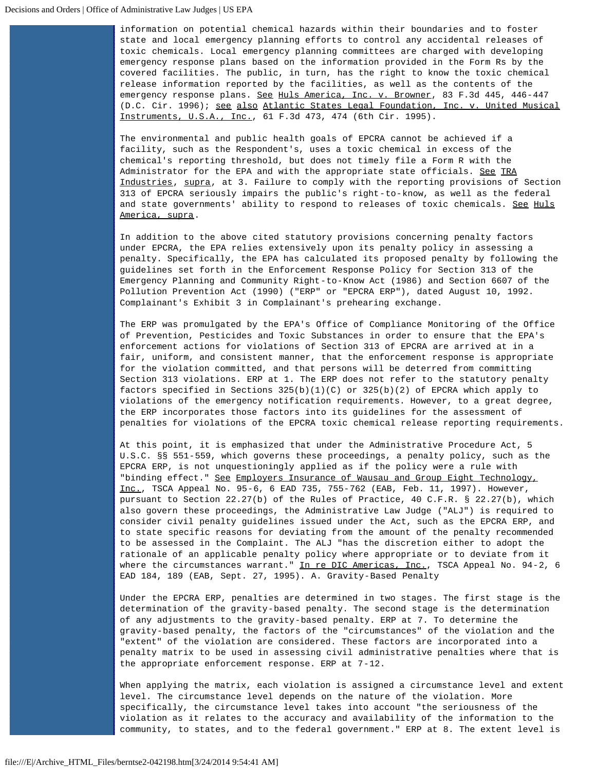information on potential chemical hazards within their boundaries and to foster state and local emergency planning efforts to control any accidental releases of toxic chemicals. Local emergency planning committees are charged with developing emergency response plans based on the information provided in the Form Rs by the covered facilities. The public, in turn, has the right to know the toxic chemical release information reported by the facilities, as well as the contents of the emergency response plans. See Huls America, Inc. v. Browner, 83 F.3d 445, 446-447 (D.C. Cir. 1996); see also Atlantic States Legal Foundation, Inc. v. United Musical Instruments, U.S.A., Inc., 61 F.3d 473, 474 (6th Cir. 1995).

The environmental and public health goals of EPCRA cannot be achieved if a facility, such as the Respondent's, uses a toxic chemical in excess of the chemical's reporting threshold, but does not timely file a Form R with the Administrator for the EPA and with the appropriate state officials. See TRA Industries, supra, at 3. Failure to comply with the reporting provisions of Section 313 of EPCRA seriously impairs the public's right-to-know, as well as the federal and state governments' ability to respond to releases of toxic chemicals. See Huls America, supra.

In addition to the above cited statutory provisions concerning penalty factors under EPCRA, the EPA relies extensively upon its penalty policy in assessing a penalty. Specifically, the EPA has calculated its proposed penalty by following the guidelines set forth in the Enforcement Response Policy for Section 313 of the Emergency Planning and Community Right-to-Know Act (1986) and Section 6607 of the Pollution Prevention Act (1990) ("ERP" or "EPCRA ERP"), dated August 10, 1992. Complainant's Exhibit 3 in Complainant's prehearing exchange.

The ERP was promulgated by the EPA's Office of Compliance Monitoring of the Office of Prevention, Pesticides and Toxic Substances in order to ensure that the EPA's enforcement actions for violations of Section 313 of EPCRA are arrived at in a fair, uniform, and consistent manner, that the enforcement response is appropriate for the violation committed, and that persons will be deterred from committing Section 313 violations. ERP at 1. The ERP does not refer to the statutory penalty factors specified in Sections 325(b)(1)(C) or 325(b)(2) of EPCRA which apply to violations of the emergency notification requirements. However, to a great degree, the ERP incorporates those factors into its guidelines for the assessment of penalties for violations of the EPCRA toxic chemical release reporting requirements.

At this point, it is emphasized that under the Administrative Procedure Act, 5 U.S.C. §§ 551-559, which governs these proceedings, a penalty policy, such as the EPCRA ERP, is not unquestioningly applied as if the policy were a rule with "binding effect." See Employers Insurance of Wausau and Group Eight Technology, Inc., TSCA Appeal No. 95-6, 6 EAD 735, 755-762 (EAB, Feb. 11, 1997). However, pursuant to Section 22.27(b) of the Rules of Practice, 40 C.F.R. § 22.27(b), which also govern these proceedings, the Administrative Law Judge ("ALJ") is required to consider civil penalty guidelines issued under the Act, such as the EPCRA ERP, and to state specific reasons for deviating from the amount of the penalty recommended to be assessed in the Complaint. The ALJ "has the discretion either to adopt the rationale of an applicable penalty policy where appropriate or to deviate from it where the circumstances warrant." In re DIC Americas, Inc., TSCA Appeal No. 94-2, 6 EAD 184, 189 (EAB, Sept. 27, 1995). A. Gravity-Based Penalty

Under the EPCRA ERP, penalties are determined in two stages. The first stage is the determination of the gravity-based penalty. The second stage is the determination of any adjustments to the gravity-based penalty. ERP at 7. To determine the gravity-based penalty, the factors of the "circumstances" of the violation and the "extent" of the violation are considered. These factors are incorporated into a penalty matrix to be used in assessing civil administrative penalties where that is the appropriate enforcement response. ERP at 7-12.

When applying the matrix, each violation is assigned a circumstance level and extent level. The circumstance level depends on the nature of the violation. More specifically, the circumstance level takes into account "the seriousness of the violation as it relates to the accuracy and availability of the information to the community, to states, and to the federal government." ERP at 8. The extent level is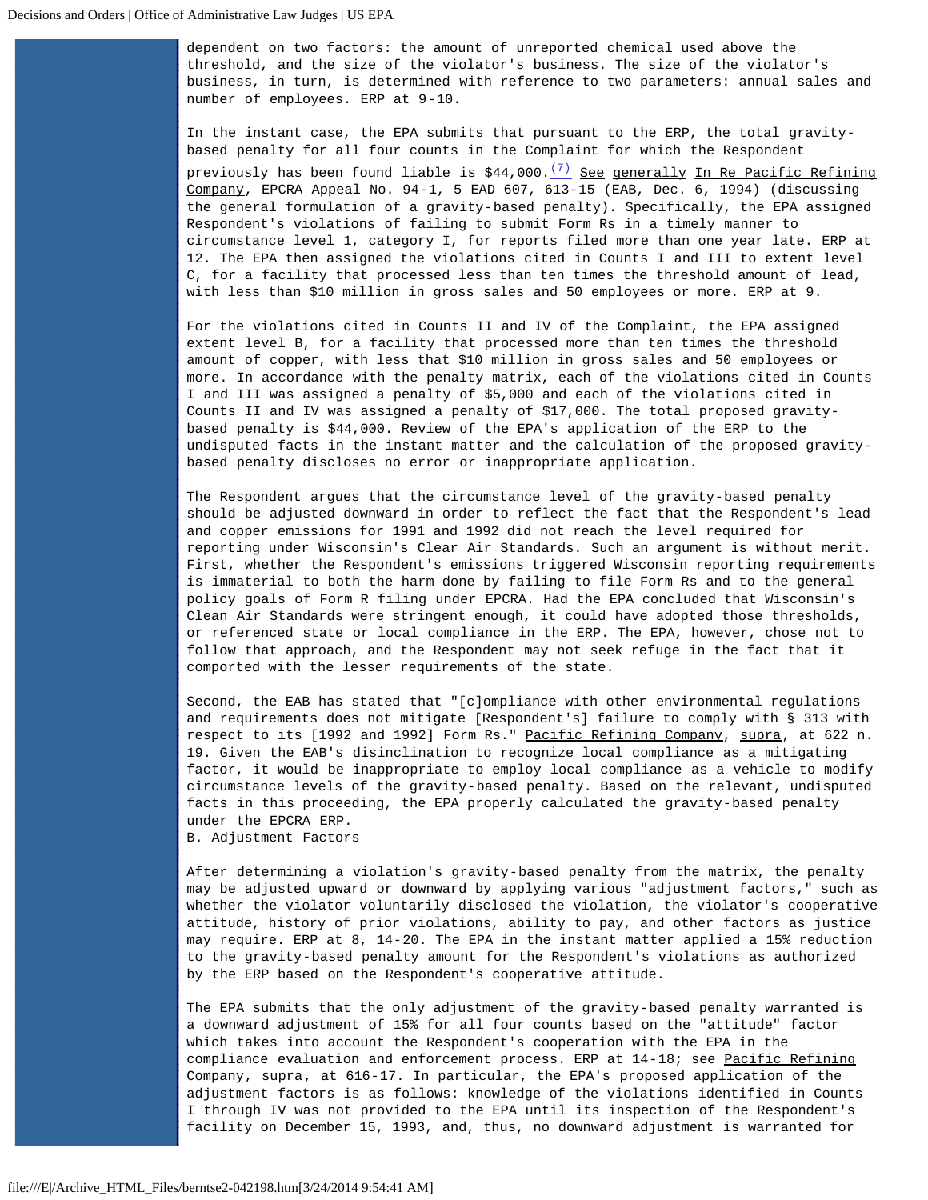dependent on two factors: the amount of unreported chemical used above the threshold, and the size of the violator's business. The size of the violator's business, in turn, is determined with reference to two parameters: annual sales and number of employees. ERP at 9-10.

In the instant case, the EPA submits that pursuant to the ERP, the total gravity-based penalty for all four counts in the Complaint for which the Respondent previously has been found liable is $44,000.[(7)] See generally In Re Pacific Refining Company, EPCRA Appeal No. 94-1, 5 EAD 607, 613-15 (EAB, Dec. 6, 1994) (discussing the general formulation of a gravity-based penalty). Specifically, the EPA assigned Respondent's violations of failing to submit Form Rs in a timely manner to circumstance level 1, category I, for reports filed more than one year late. ERP at 12. The EPA then assigned the violations cited in Counts I and III to extent level C, for a facility that processed less than ten times the threshold amount of lead, with less than $10 million in gross sales and 50 employees or more. ERP at 9.

For the violations cited in Counts II and IV of the Complaint, the EPA assigned extent level B, for a facility that processed more than ten times the threshold amount of copper, with less that $10 million in gross sales and 50 employees or more. In accordance with the penalty matrix, each of the violations cited in Counts I and III was assigned a penalty of $5,000 and each of the violations cited in Counts II and IV was assigned a penalty of $17,000. The total proposed gravity-based penalty is $44,000. Review of the EPA's application of the ERP to the undisputed facts in the instant matter and the calculation of the proposed gravity-based penalty discloses no error or inappropriate application.

The Respondent argues that the circumstance level of the gravity-based penalty should be adjusted downward in order to reflect the fact that the Respondent's lead and copper emissions for 1991 and 1992 did not reach the level required for reporting under Wisconsin's Clear Air Standards. Such an argument is without merit. First, whether the Respondent's emissions triggered Wisconsin reporting requirements is immaterial to both the harm done by failing to file Form Rs and to the general policy goals of Form R filing under EPCRA. Had the EPA concluded that Wisconsin's Clean Air Standards were stringent enough, it could have adopted those thresholds, or referenced state or local compliance in the ERP. The EPA, however, chose not to follow that approach, and the Respondent may not seek refuge in the fact that it comported with the lesser requirements of the state.

Second, the EAB has stated that "[c]ompliance with other environmental regulations and requirements does not mitigate [Respondent's] failure to comply with § 313 with respect to its [1992 and 1992] Form Rs." Pacific Refining Company, supra, at 622 n. 19. Given the EAB's disinclination to recognize local compliance as a mitigating factor, it would be inappropriate to employ local compliance as a vehicle to modify circumstance levels of the gravity-based penalty. Based on the relevant, undisputed facts in this proceeding, the EPA properly calculated the gravity-based penalty under the EPCRA ERP.

B. Adjustment Factors

After determining a violation's gravity-based penalty from the matrix, the penalty may be adjusted upward or downward by applying various "adjustment factors," such as whether the violator voluntarily disclosed the violation, the violator's cooperative attitude, history of prior violations, ability to pay, and other factors as justice may require. ERP at 8, 14-20. The EPA in the instant matter applied a 15% reduction to the gravity-based penalty amount for the Respondent's violations as authorized by the ERP based on the Respondent's cooperative attitude.

The EPA submits that the only adjustment of the gravity-based penalty warranted is a downward adjustment of 15% for all four counts based on the "attitude" factor which takes into account the Respondent's cooperation with the EPA in the compliance evaluation and enforcement process. ERP at 14-18; see Pacific Refining Company, supra, at 616-17. In particular, the EPA's proposed application of the adjustment factors is as follows: knowledge of the violations identified in Counts I through IV was not provided to the EPA until its inspection of the Respondent's facility on December 15, 1993, and, thus, no downward adjustment is warranted for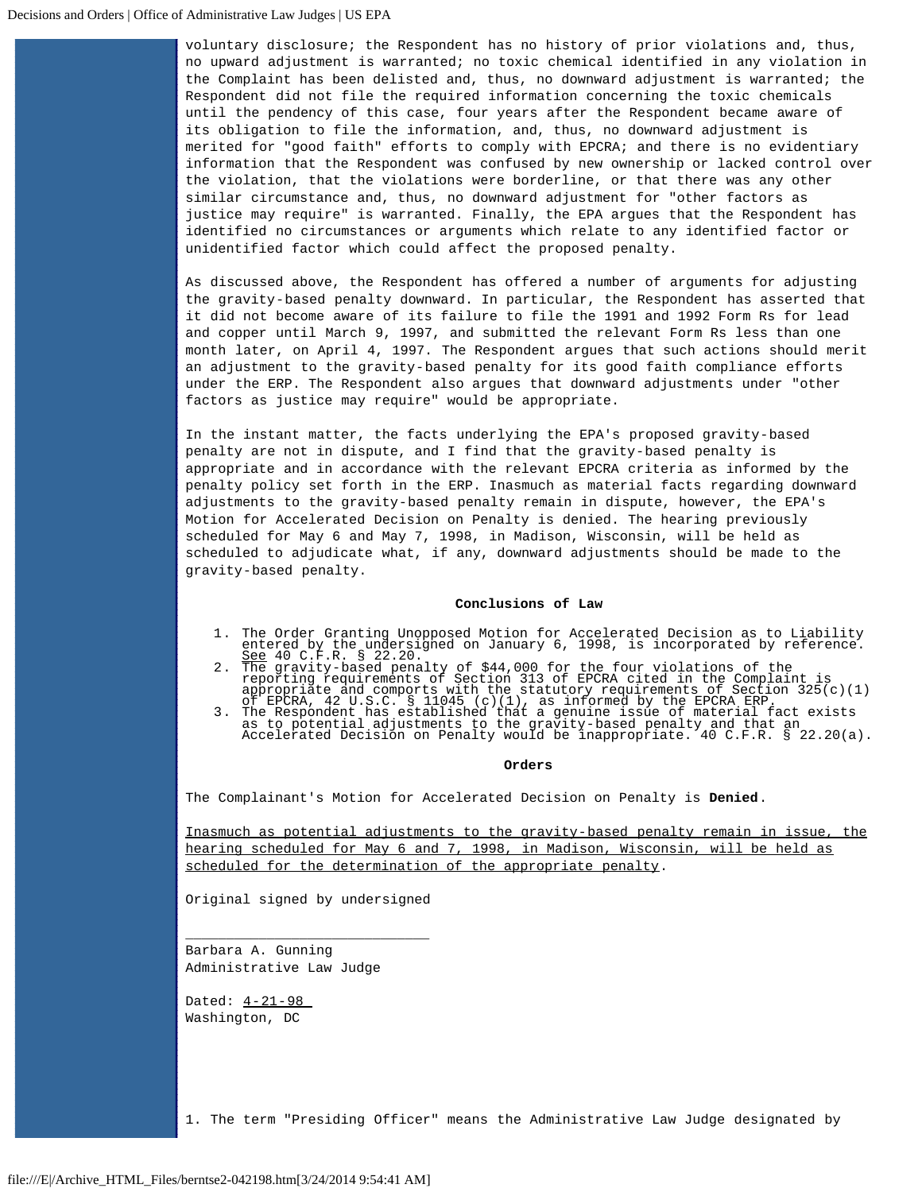voluntary disclosure; the Respondent has no history of prior violations and, thus, no upward adjustment is warranted; no toxic chemical identified in any violation in the Complaint has been delisted and, thus, no downward adjustment is warranted; the Respondent did not file the required information concerning the toxic chemicals until the pendency of this case, four years after the Respondent became aware of its obligation to file the information, and, thus, no downward adjustment is merited for "good faith" efforts to comply with EPCRA; and there is no evidentiary information that the Respondent was confused by new ownership or lacked control over the violation, that the violations were borderline, or that there was any other similar circumstance and, thus, no downward adjustment for "other factors as justice may require" is warranted. Finally, the EPA argues that the Respondent has identified no circumstances or arguments which relate to any identified factor or unidentified factor which could affect the proposed penalty.

As discussed above, the Respondent has offered a number of arguments for adjusting the gravity-based penalty downward. In particular, the Respondent has asserted that it did not become aware of its failure to file the 1991 and 1992 Form Rs for lead and copper until March 9, 1997, and submitted the relevant Form Rs less than one month later, on April 4, 1997. The Respondent argues that such actions should merit an adjustment to the gravity-based penalty for its good faith compliance efforts under the ERP. The Respondent also argues that downward adjustments under "other factors as justice may require" would be appropriate.

In the instant matter, the facts underlying the EPA's proposed gravity-based penalty are not in dispute, and I find that the gravity-based penalty is appropriate and in accordance with the relevant EPCRA criteria as informed by the penalty policy set forth in the ERP. Inasmuch as material facts regarding downward adjustments to the gravity-based penalty remain in dispute, however, the EPA's Motion for Accelerated Decision on Penalty is denied. The hearing previously scheduled for May 6 and May 7, 1998, in Madison, Wisconsin, will be held as scheduled to adjudicate what, if any, downward adjustments should be made to the gravity-based penalty.

## Conclusions of Law

1. The Order Granting Unopposed Motion for Accelerated Decision as to Liability entered by the undersigned on January 6, 1998, is incorporated by reference. See 40 C.F.R. § 22.20.
2. The gravity-based penalty of $44,000 for the four violations of the reporting requirements of Section 313 of EPCRA cited in the Complaint is appropriate and comports with the statutory requirements of Section 325(c)(1) of EPCRA, 42 U.S.C. § 11045 (c)(1), as informed by the EPCRA ERP.
3. The Respondent has established that a genuine issue of material fact exists as to potential adjustments to the gravity-based penalty and that an Accelerated Decision on Penalty would be inappropriate. 40 C.F.R. § 22.20(a).

## Orders

The Complainant's Motion for Accelerated Decision on Penalty is **Denied**.

Inasmuch as potential adjustments to the gravity-based penalty remain in issue, the hearing scheduled for May 6 and 7, 1998, in Madison, Wisconsin, will be held as scheduled for the determination of the appropriate penalty.

Original signed by undersigned

Barbara A. Gunning
Administrative Law Judge

Dated: 4-21-98
Washington, DC

1. The term "Presiding Officer" means the Administrative Law Judge designated by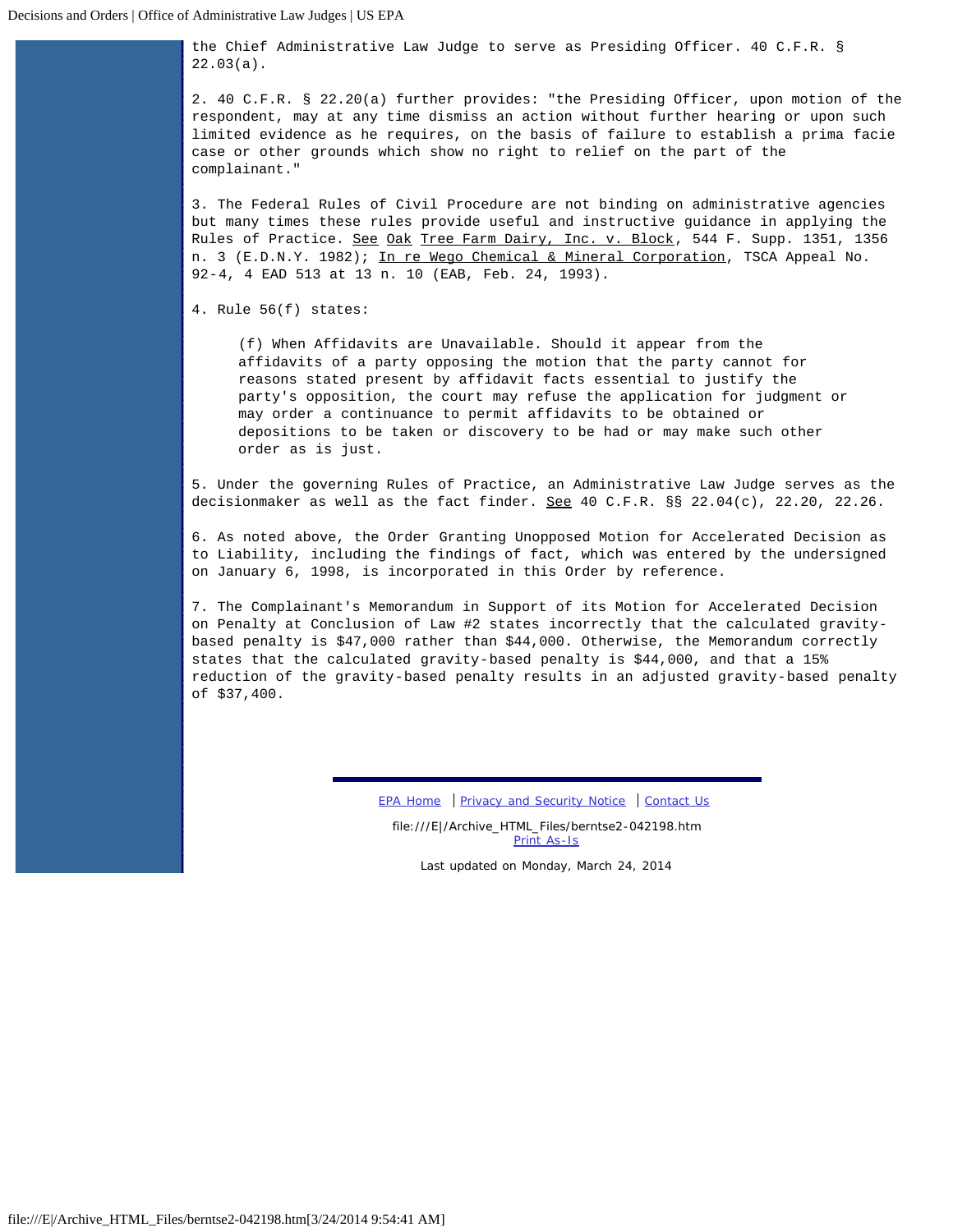the Chief Administrative Law Judge to serve as Presiding Officer. 40 C.F.R. § 22.03(a).

2. 40 C.F.R. § 22.20(a) further provides: "the Presiding Officer, upon motion of the respondent, may at any time dismiss an action without further hearing or upon such limited evidence as he requires, on the basis of failure to establish a prima facie case or other grounds which show no right to relief on the part of the complainant."

3. The Federal Rules of Civil Procedure are not binding on administrative agencies but many times these rules provide useful and instructive guidance in applying the Rules of Practice. See Oak Tree Farm Dairy, Inc. v. Block, 544 F. Supp. 1351, 1356 n. 3 (E.D.N.Y. 1982); In re Wego Chemical & Mineral Corporation, TSCA Appeal No. 92-4, 4 EAD 513 at 13 n. 10 (EAB, Feb. 24, 1993).

4. Rule 56(f) states:

> (f) When Affidavits are Unavailable. Should it appear from the affidavits of a party opposing the motion that the party cannot for reasons stated present by affidavit facts essential to justify the party's opposition, the court may refuse the application for judgment or may order a continuance to permit affidavits to be obtained or depositions to be taken or discovery to be had or may make such other order as is just.

5. Under the governing Rules of Practice, an Administrative Law Judge serves as the decisionmaker as well as the fact finder. See 40 C.F.R. §§ 22.04(c), 22.20, 22.26.

6. As noted above, the Order Granting Unopposed Motion for Accelerated Decision as to Liability, including the findings of fact, which was entered by the undersigned on January 6, 1998, is incorporated in this Order by reference.

7. The Complainant's Memorandum in Support of its Motion for Accelerated Decision on Penalty at Conclusion of Law #2 states incorrectly that the calculated gravity-based penalty is $47,000 rather than $44,000. Otherwise, the Memorandum correctly states that the calculated gravity-based penalty is $44,000, and that a 15% reduction of the gravity-based penalty results in an adjusted gravity-based penalty of $37,400.